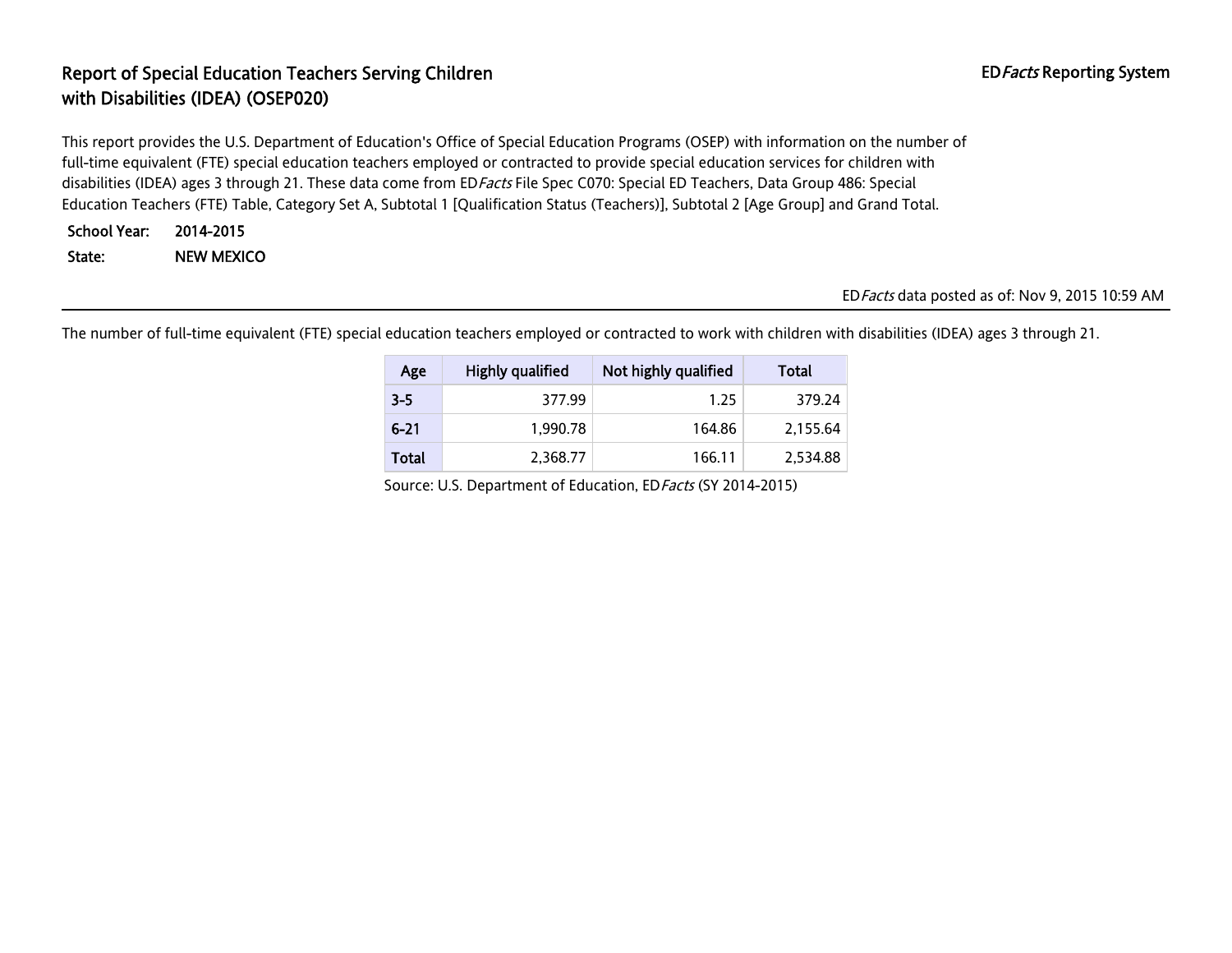# Report of Special Education Teachers Serving Children with Disabilities (IDEA) (OSEP020)

ED*Facts* Reporting System

This report provides the U.S. Department of Education's Office of Special Education Programs (OSEP) with information on the number of full-time equivalent (FTE) special education teachers employed or contracted to provide special education services for children with disabilities (IDEA) ages 3 through 21. These data come from ED*Facts* File Spec C070: Special ED Teachers, Data Group 486: Special Education Teachers (FTE) Table, Category Set A, Subtotal 1 [Qualification Status (Teachers)], Subtotal 2 [Age Group] and Grand Total.

**School Year:** 2014-2015

**State:** NEW MEXICO

ED*Facts* data posted as of: Nov 9, 2015 10:59 AM

---

The number of full-time equivalent (FTE) special education teachers employed or contracted to work with children with disabilities (IDEA) ages 3 through 21.

| Age | Highly qualified | Not highly qualified | Total |
|---|---|---|---|
| 3-5 | 377.99 | 1.25 | 379.24 |
| 6-21 | 1,990.78 | 164.86 | 2,155.64 |
| Total | 2,368.77 | 166.11 | 2,534.88 |

Source: U.S. Department of Education, ED*Facts* (SY 2014-2015)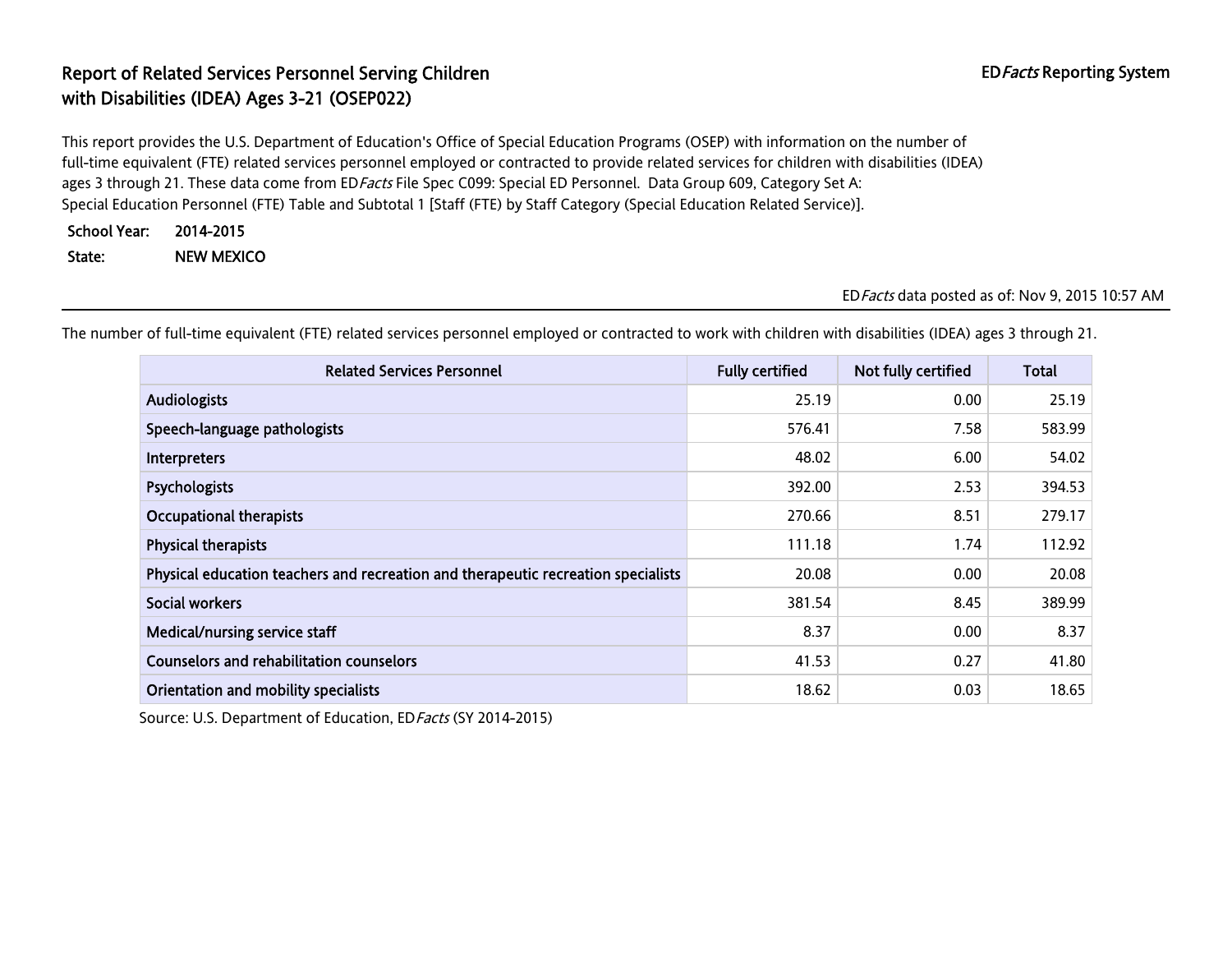# Report of Related Services Personnel Serving Children with Disabilities (IDEA) Ages 3-21 (OSEP022)

ED*Facts* Reporting System

This report provides the U.S. Department of Education's Office of Special Education Programs (OSEP) with information on the number of full-time equivalent (FTE) related services personnel employed or contracted to provide related services for children with disabilities (IDEA) ages 3 through 21. These data come from ED*Facts* File Spec C099: Special ED Personnel. Data Group 609, Category Set A: Special Education Personnel (FTE) Table and Subtotal 1 [Staff (FTE) by Staff Category (Special Education Related Service)].

**School Year:** 2014-2015

**State:** NEW MEXICO

ED*Facts* data posted as of: Nov 9, 2015 10:57 AM

The number of full-time equivalent (FTE) related services personnel employed or contracted to work with children with disabilities (IDEA) ages 3 through 21.

| Related Services Personnel | Fully certified | Not fully certified | Total |
|---|---|---|---|
| Audiologists | 25.19 | 0.00 | 25.19 |
| Speech-language pathologists | 576.41 | 7.58 | 583.99 |
| Interpreters | 48.02 | 6.00 | 54.02 |
| Psychologists | 392.00 | 2.53 | 394.53 |
| Occupational therapists | 270.66 | 8.51 | 279.17 |
| Physical therapists | 111.18 | 1.74 | 112.92 |
| Physical education teachers and recreation and therapeutic recreation specialists | 20.08 | 0.00 | 20.08 |
| Social workers | 381.54 | 8.45 | 389.99 |
| Medical/nursing service staff | 8.37 | 0.00 | 8.37 |
| Counselors and rehabilitation counselors | 41.53 | 0.27 | 41.80 |
| Orientation and mobility specialists | 18.62 | 0.03 | 18.65 |

Source: U.S. Department of Education, ED*Facts* (SY 2014-2015)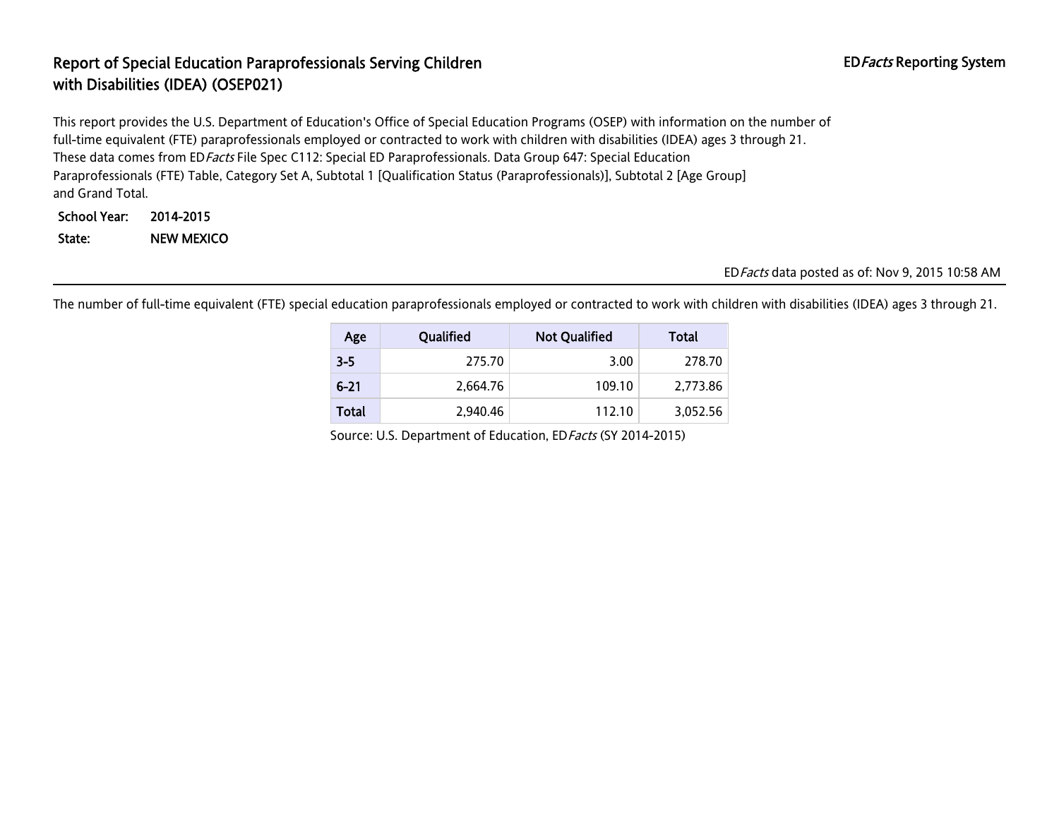# Report of Special Education Paraprofessionals Serving Children with Disabilities (IDEA) (OSEP021)

ED*Facts* Reporting System

This report provides the U.S. Department of Education's Office of Special Education Programs (OSEP) with information on the number of full-time equivalent (FTE) paraprofessionals employed or contracted to work with children with disabilities (IDEA) ages 3 through 21. These data comes from ED*Facts* File Spec C112: Special ED Paraprofessionals. Data Group 647: Special Education Paraprofessionals (FTE) Table, Category Set A, Subtotal 1 [Qualification Status (Paraprofessionals)], Subtotal 2 [Age Group] and Grand Total.

**School Year:** 2014-2015

**State:** NEW MEXICO

ED*Facts* data posted as of: Nov 9, 2015 10:58 AM

The number of full-time equivalent (FTE) special education paraprofessionals employed or contracted to work with children with disabilities (IDEA) ages 3 through 21.

| Age | Qualified | Not Qualified | Total |
| --- | --- | --- | --- |
| 3-5 | 275.70 | 3.00 | 278.70 |
| 6-21 | 2,664.76 | 109.10 | 2,773.86 |
| Total | 2,940.46 | 112.10 | 3,052.56 |

Source: U.S. Department of Education, ED*Facts* (SY 2014-2015)